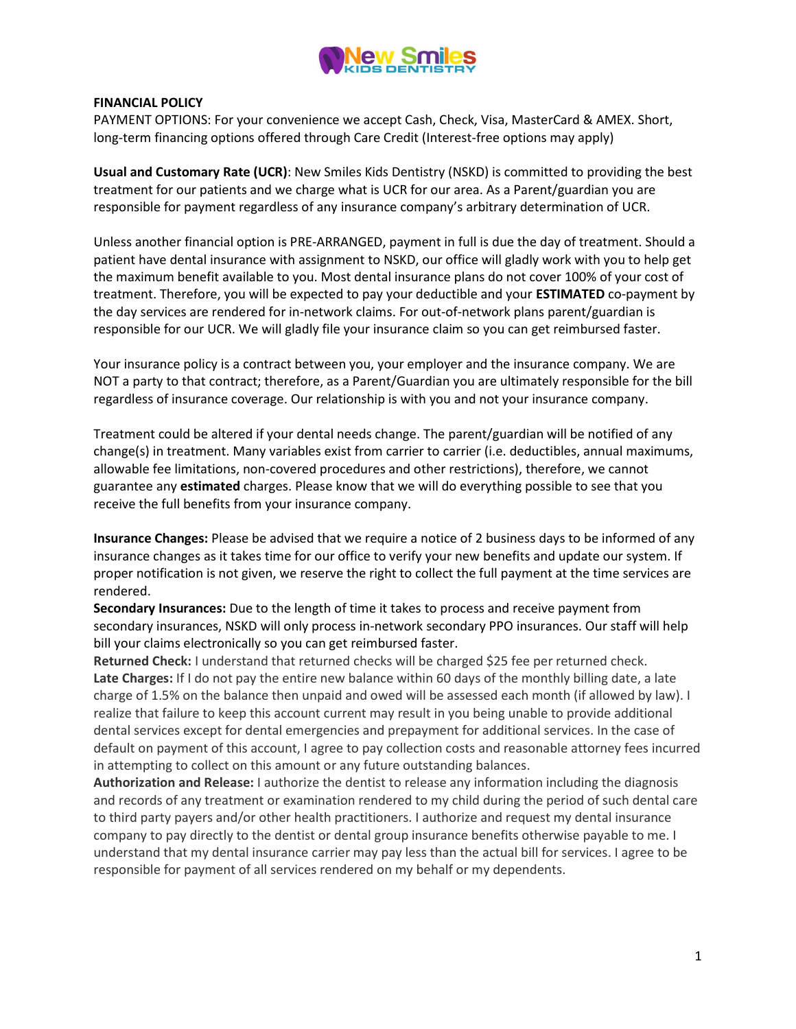**FINANCIAL POLICY**

PAYMENT OPTIONS: For your convenience we accept Cash, Check, Visa, MasterCard & AMEX. Short, long-term financing options offered through Care Credit (Interest-free options may apply)

**Usual and Customary Rate (UCR)**: New Smiles Kids Dentistry (NSKD) is committed to providing the best treatment for our patients and we charge what is UCR for our area. As a Parent/guardian you are responsible for payment regardless of any insurance company's arbitrary determination of UCR.

Unless another financial option is PRE-ARRANGED, payment in full is due the day of treatment. Should a patient have dental insurance with assignment to NSKD, our office will gladly work with you to help get the maximum benefit available to you. Most dental insurance plans do not cover 100% of your cost of treatment. Therefore, you will be expected to pay your deductible and your **ESTIMATED** co-payment by the day services are rendered for in-network claims. For out-of-network plans parent/guardian is responsible for our UCR. We will gladly file your insurance claim so you can get reimbursed faster.

Your insurance policy is a contract between you, your employer and the insurance company. We are NOT a party to that contract; therefore, as a Parent/Guardian you are ultimately responsible for the bill regardless of insurance coverage. Our relationship is with you and not your insurance company.

Treatment could be altered if your dental needs change. The parent/guardian will be notified of any change(s) in treatment. Many variables exist from carrier to carrier (i.e. deductibles, annual maximums, allowable fee limitations, non-covered procedures and other restrictions), therefore, we cannot guarantee any **estimated** charges. Please know that we will do everything possible to see that you receive the full benefits from your insurance company.

**Insurance Changes:** Please be advised that we require a notice of 2 business days to be informed of any insurance changes as it takes time for our office to verify your new benefits and update our system. If proper notification is not given, we reserve the right to collect the full payment at the time services are rendered.

**Secondary Insurances:** Due to the length of time it takes to process and receive payment from secondary insurances, NSKD will only process in-network secondary PPO insurances. Our staff will help bill your claims electronically so you can get reimbursed faster.

**Returned Check:** I understand that returned checks will be charged $25 fee per returned check.

**Late Charges:** If I do not pay the entire new balance within 60 days of the monthly billing date, a late charge of 1.5% on the balance then unpaid and owed will be assessed each month (if allowed by law). I realize that failure to keep this account current may result in you being unable to provide additional dental services except for dental emergencies and prepayment for additional services. In the case of default on payment of this account, I agree to pay collection costs and reasonable attorney fees incurred in attempting to collect on this amount or any future outstanding balances.

**Authorization and Release:** I authorize the dentist to release any information including the diagnosis and records of any treatment or examination rendered to my child during the period of such dental care to third party payers and/or other health practitioners. I authorize and request my dental insurance company to pay directly to the dentist or dental group insurance benefits otherwise payable to me. I understand that my dental insurance carrier may pay less than the actual bill for services. I agree to be responsible for payment of all services rendered on my behalf or my dependents.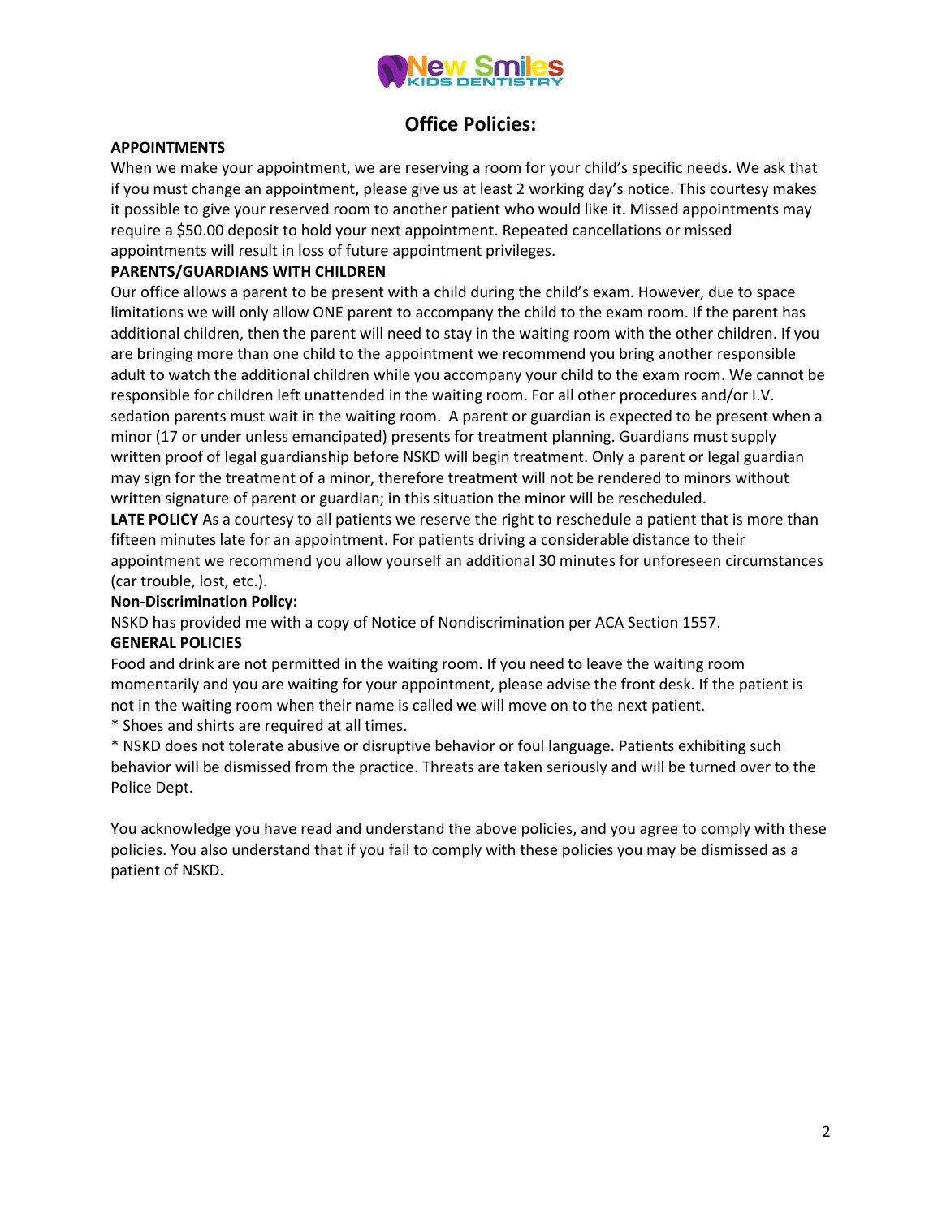New Smiles KIDS DENTISTRY

## Office Policies:

**APPOINTMENTS**

When we make your appointment, we are reserving a room for your child's specific needs. We ask that if you must change an appointment, please give us at least 2 working day's notice. This courtesy makes it possible to give your reserved room to another patient who would like it. Missed appointments may require a $50.00 deposit to hold your next appointment. Repeated cancellations or missed appointments will result in loss of future appointment privileges.

**PARENTS/GUARDIANS WITH CHILDREN**

Our office allows a parent to be present with a child during the child's exam. However, due to space limitations we will only allow ONE parent to accompany the child to the exam room. If the parent has additional children, then the parent will need to stay in the waiting room with the other children. If you are bringing more than one child to the appointment we recommend you bring another responsible adult to watch the additional children while you accompany your child to the exam room. We cannot be responsible for children left unattended in the waiting room. For all other procedures and/or I.V. sedation parents must wait in the waiting room. A parent or guardian is expected to be present when a minor (17 or under unless emancipated) presents for treatment planning. Guardians must supply written proof of legal guardianship before NSKD will begin treatment. Only a parent or legal guardian may sign for the treatment of a minor, therefore treatment will not be rendered to minors without written signature of parent or guardian; in this situation the minor will be rescheduled.

**LATE POLICY** As a courtesy to all patients we reserve the right to reschedule a patient that is more than fifteen minutes late for an appointment. For patients driving a considerable distance to their appointment we recommend you allow yourself an additional 30 minutes for unforeseen circumstances (car trouble, lost, etc.).

**Non-Discrimination Policy:**

NSKD has provided me with a copy of Notice of Nondiscrimination per ACA Section 1557.

**GENERAL POLICIES**

Food and drink are not permitted in the waiting room. If you need to leave the waiting room momentarily and you are waiting for your appointment, please advise the front desk. If the patient is not in the waiting room when their name is called we will move on to the next patient.

* Shoes and shirts are required at all times.

* NSKD does not tolerate abusive or disruptive behavior or foul language. Patients exhibiting such behavior will be dismissed from the practice. Threats are taken seriously and will be turned over to the Police Dept.

You acknowledge you have read and understand the above policies, and you agree to comply with these policies. You also understand that if you fail to comply with these policies you may be dismissed as a patient of NSKD.